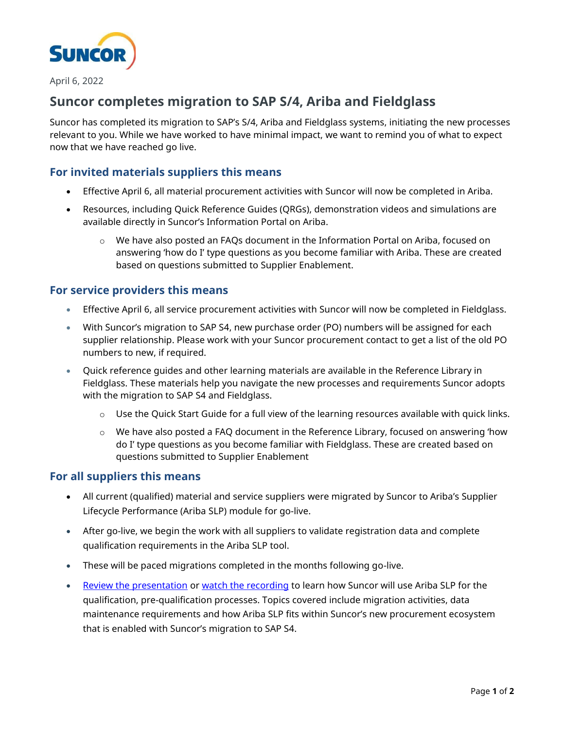SUNCOR

April 6, 2022

# Suncor completes migration to SAP S/4, Ariba and Fieldglass

Suncor has completed its migration to SAP's S/4, Ariba and Fieldglass systems, initiating the new processes relevant to you. While we have worked to have minimal impact, we want to remind you of what to expect now that we have reached go live.

## For invited materials suppliers this means

- Effective April 6, all material procurement activities with Suncor will now be completed in Ariba.
- Resources, including Quick Reference Guides (QRGs), demonstration videos and simulations are available directly in Suncor's Information Portal on Ariba.
  - We have also posted an FAQs document in the Information Portal on Ariba, focused on answering 'how do I' type questions as you become familiar with Ariba. These are created based on questions submitted to Supplier Enablement.

## For service providers this means

- Effective April 6, all service procurement activities with Suncor will now be completed in Fieldglass.
- With Suncor's migration to SAP S4, new purchase order (PO) numbers will be assigned for each supplier relationship. Please work with your Suncor procurement contact to get a list of the old PO numbers to new, if required.
- Quick reference guides and other learning materials are available in the Reference Library in Fieldglass. These materials help you navigate the new processes and requirements Suncor adopts with the migration to SAP S4 and Fieldglass.
  - Use the Quick Start Guide for a full view of the learning resources available with quick links.
  - We have also posted a FAQ document in the Reference Library, focused on answering 'how do I' type questions as you become familiar with Fieldglass. These are created based on questions submitted to Supplier Enablement

## For all suppliers this means

- All current (qualified) material and service suppliers were migrated by Suncor to Ariba's Supplier Lifecycle Performance (Ariba SLP) module for go-live.
- After go-live, we begin the work with all suppliers to validate registration data and complete qualification requirements in the Ariba SLP tool.
- These will be paced migrations completed in the months following go-live.
- Review the presentation or watch the recording to learn how Suncor will use Ariba SLP for the qualification, pre-qualification processes. Topics covered include migration activities, data maintenance requirements and how Ariba SLP fits within Suncor's new procurement ecosystem that is enabled with Suncor's migration to SAP S4.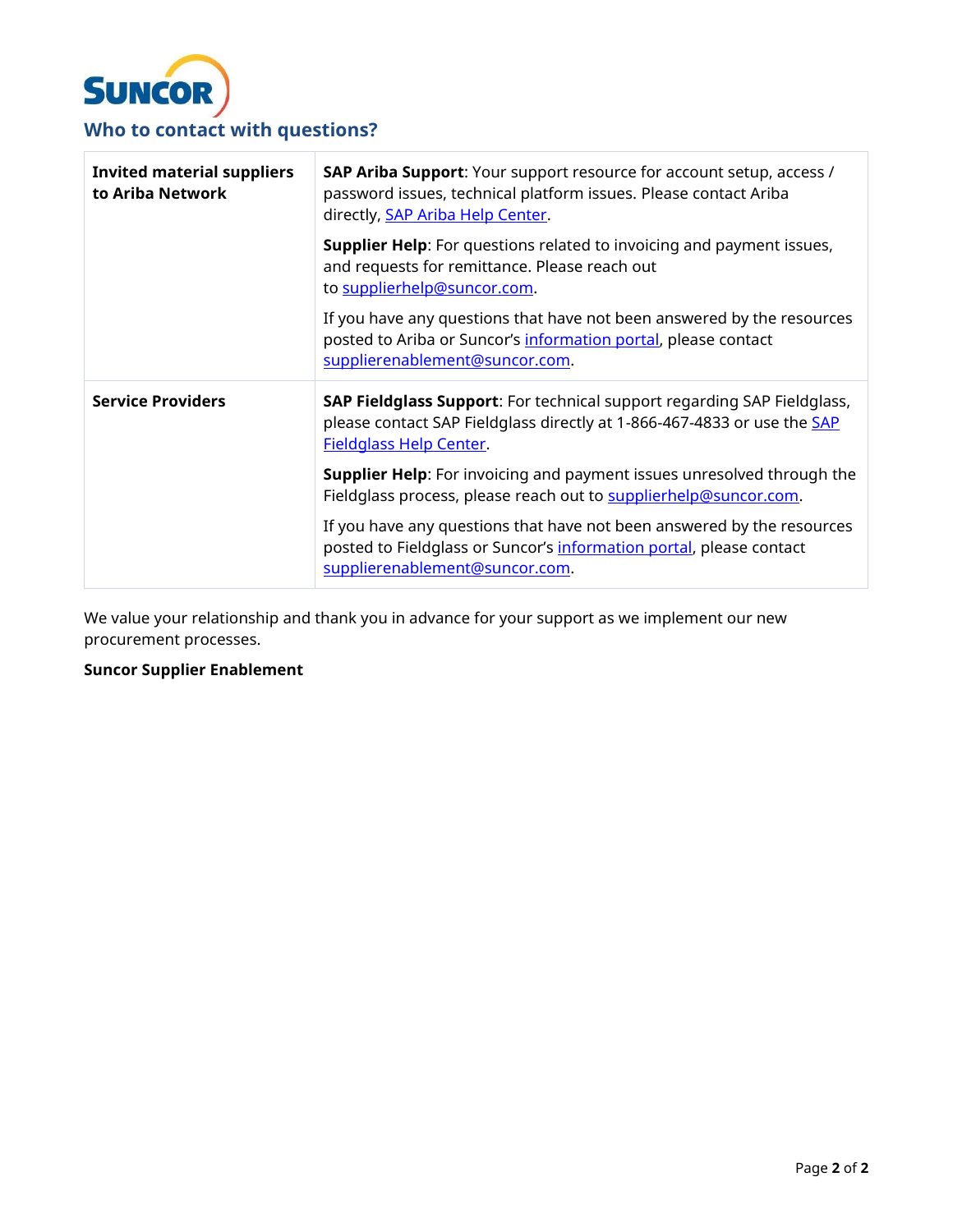## Who to contact with questions?

| | |
|---|---|
| **Invited material suppliers to Ariba Network** | **SAP Ariba Support**: Your support resource for account setup, access / password issues, technical platform issues. Please contact Ariba directly, SAP Ariba Help Center.<br><br>**Supplier Help**: For questions related to invoicing and payment issues, and requests for remittance. Please reach out to supplierhelp@suncor.com.<br><br>If you have any questions that have not been answered by the resources posted to Ariba or Suncor's information portal, please contact supplierenablement@suncor.com. |
| **Service Providers** | **SAP Fieldglass Support**: For technical support regarding SAP Fieldglass, please contact SAP Fieldglass directly at 1-866-467-4833 or use the SAP Fieldglass Help Center.<br><br>**Supplier Help**: For invoicing and payment issues unresolved through the Fieldglass process, please reach out to supplierhelp@suncor.com.<br><br>If you have any questions that have not been answered by the resources posted to Fieldglass or Suncor's information portal, please contact supplierenablement@suncor.com. |

We value your relationship and thank you in advance for your support as we implement our new procurement processes.

**Suncor Supplier Enablement**